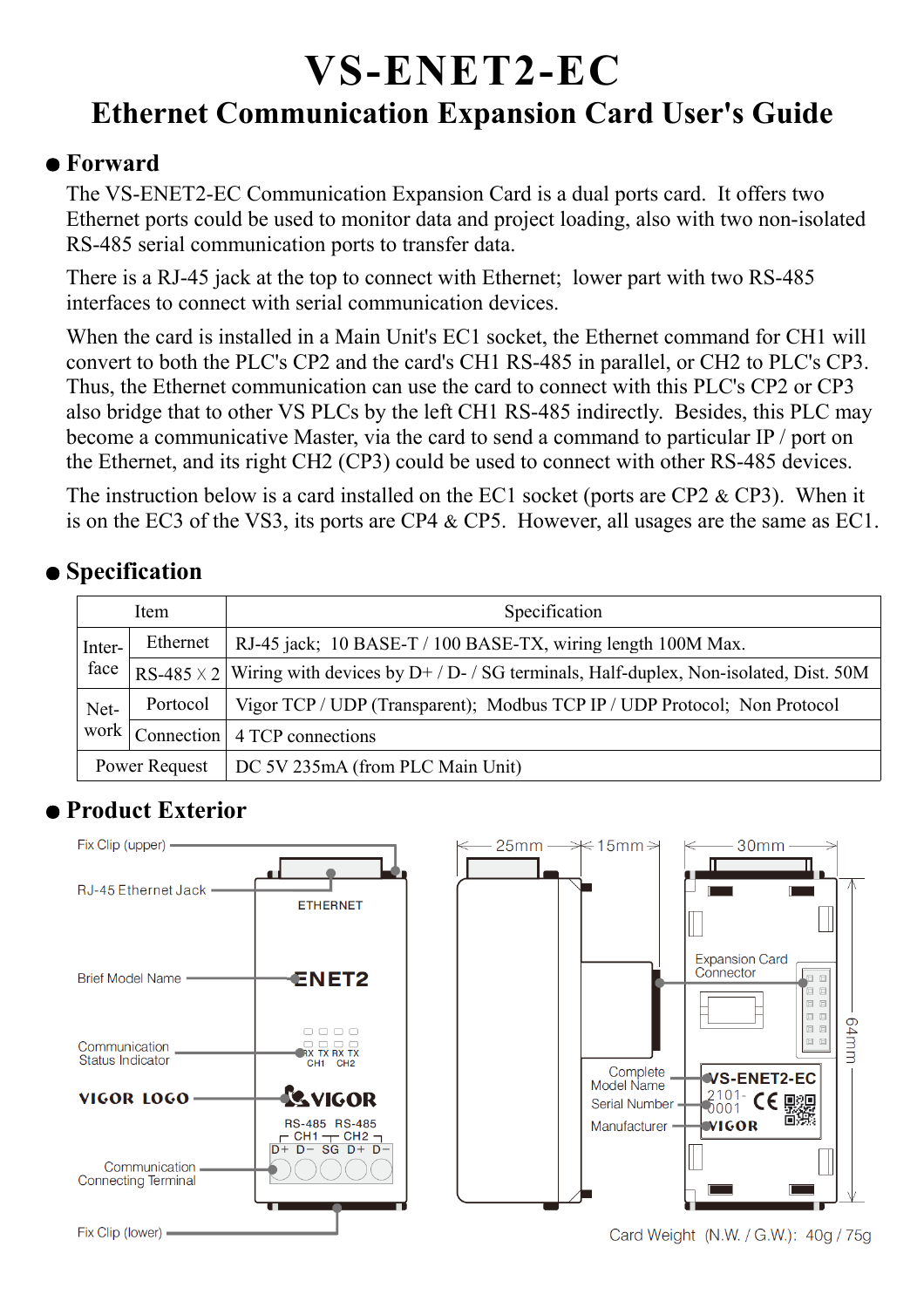# VS-ENET2-EC

## Ethernet Communication Expansion Card User's Guide

### ● Forward

The VS-ENET2-EC Communication Expansion Card is a dual ports card. It offers two Ethernet ports could be used to monitor data and project loading, also with two non-isolated RS-485 serial communication ports to transfer data.

There is a RJ-45 jack at the top to connect with Ethernet; lower part with two RS-485 interfaces to connect with serial communication devices.

When the card is installed in a Main Unit's EC1 socket, the Ethernet command for CH1 will convert to both the PLC's CP2 and the card's CH1 RS-485 in parallel, or CH2 to PLC's CP3. Thus, the Ethernet communication can use the card to connect with this PLC's CP2 or CP3 also bridge that to other VS PLCs by the left CH1 RS-485 indirectly. Besides, this PLC may become a communicative Master, via the card to send a command to particular IP / port on the Ethernet, and its right CH2 (CP3) could be used to connect with other RS-485 devices.

The instruction below is a card installed on the EC1 socket (ports are CP2 & CP3). When it is on the EC3 of the VS3, its ports are CP4 & CP5. However, all usages are the same as EC1.

### ● Specification

| Item | | Specification |
|---|---|---|
| Inter-face | Ethernet | RJ-45 jack; 10 BASE-T / 100 BASE-TX, wiring length 100M Max. |
| | RS-485 X 2 | Wiring with devices by D+ / D- / SG terminals, Half-duplex, Non-isolated, Dist. 50M |
| Net-work | Portocol | Vigor TCP / UDP (Transparent); Modbus TCP IP / UDP Protocol; Non Protocol |
| | Connection | 4 TCP connections |
| Power Request | | DC 5V 235mA (from PLC Main Unit) |

### ● Product Exterior

Fix Clip (upper)

RJ-45 Ethernet Jack

Brief Model Name

Communication Status Indicator

VIGOR LOGO

Communication Connecting Terminal

Fix Clip (lower)

ETHERNET

ENET2

RX TX RX TX
CH1 CH2

VIGOR

RS-485 RS-485
CH1 CH2
D+ D- SG D+ D-

25mm 15mm 30mm 64mm

Expansion Card Connector

Complete Model Name

Serial Number

Manufacturer

VS-ENET2-EC

2101-0001

VIGOR

Card Weight (N.W. / G.W.): 40g / 75g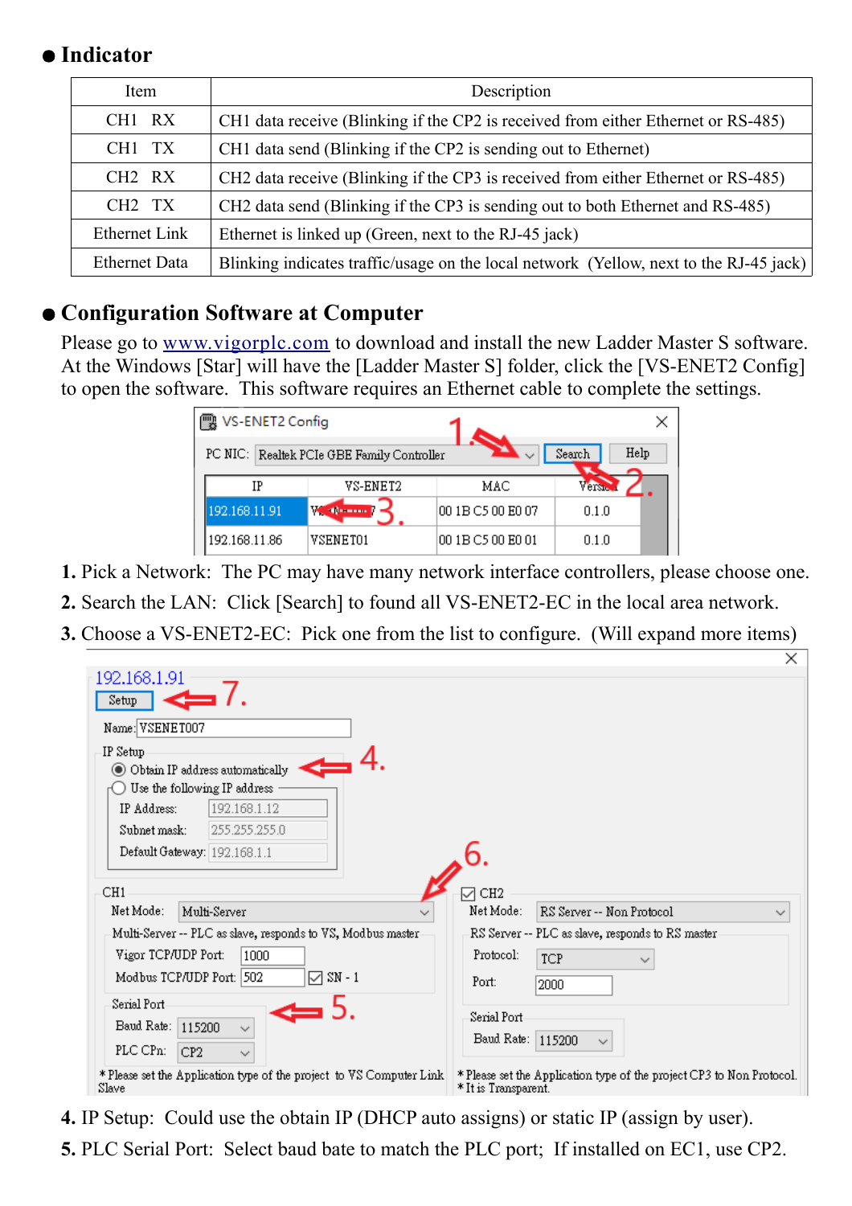## ● Indicator

| Item | Description |
|---|---|
| CH1 RX | CH1 data receive (Blinking if the CP2 is received from either Ethernet or RS-485) |
| CH1 TX | CH1 data send (Blinking if the CP2 is sending out to Ethernet) |
| CH2 RX | CH2 data receive (Blinking if the CP3 is received from either Ethernet or RS-485) |
| CH2 TX | CH2 data send (Blinking if the CP3 is sending out to both Ethernet and RS-485) |
| Ethernet Link | Ethernet is linked up (Green, next to the RJ-45 jack) |
| Ethernet Data | Blinking indicates traffic/usage on the local network (Yellow, next to the RJ-45 jack) |

## ● Configuration Software at Computer

Please go to www.vigorplc.com to download and install the new Ladder Master S software. At the Windows [Star] will have the [Ladder Master S] folder, click the [VS-ENET2 Config] to open the software. This software requires an Ethernet cable to complete the settings.

**1.** Pick a Network: The PC may have many network interface controllers, please choose one.

**2.** Search the LAN: Click [Search] to found all VS-ENET2-EC in the local area network.

**3.** Choose a VS-ENET2-EC: Pick one from the list to configure. (Will expand more items)

**4.** IP Setup: Could use the obtain IP (DHCP auto assigns) or static IP (assign by user).

**5.** PLC Serial Port: Select baud bate to match the PLC port; If installed on EC1, use CP2.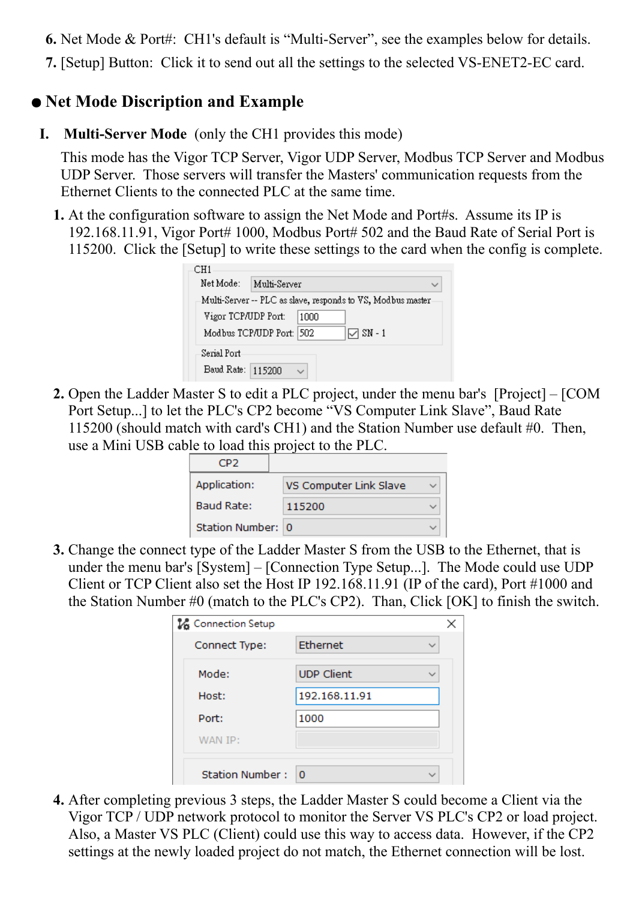6. Net Mode & Port#: CH1's default is “Multi-Server”, see the examples below for details.
7. [Setup] Button: Click it to send out all the settings to the selected VS-ENET2-EC card.

## ● Net Mode Discription and Example

### I. **Multi-Server Mode** (only the CH1 provides this mode)

This mode has the Vigor TCP Server, Vigor UDP Server, Modbus TCP Server and Modbus UDP Server. Those servers will transfer the Masters' communication requests from the Ethernet Clients to the connected PLC at the same time.

1. At the configuration software to assign the Net Mode and Port#s. Assume its IP is 192.168.11.91, Vigor Port# 1000, Modbus Port# 502 and the Baud Rate of Serial Port is 115200. Click the [Setup] to write these settings to the card when the config is complete.

   CH1
   Net Mode: Multi-Server
   Multi-Server -- PLC as slave, responds to VS, Modbus master
   Vigor TCP/UDP Port: 1000
   Modbus TCP/UDP Port: 502 ☑ SN - 1
   Serial Port
   Baud Rate: 115200

2. Open the Ladder Master S to edit a PLC project, under the menu bar's [Project] – [COM Port Setup...] to let the PLC's CP2 become “VS Computer Link Slave”, Baud Rate 115200 (should match with card's CH1) and the Station Number use default #0. Then, use a Mini USB cable to load this project to the PLC.

   CP2
   Application: VS Computer Link Slave
   Baud Rate: 115200
   Station Number: 0

3. Change the connect type of the Ladder Master S from the USB to the Ethernet, that is under the menu bar's [System] – [Connection Type Setup...]. The Mode could use UDP Client or TCP Client also set the Host IP 192.168.11.91 (IP of the card), Port #1000 and the Station Number #0 (match to the PLC's CP2). Than, Click [OK] to finish the switch.

   Connection Setup
   Connect Type: Ethernet
   Mode: UDP Client
   Host: 192.168.11.91
   Port: 1000
   WAN IP:
   Station Number : 0

4. After completing previous 3 steps, the Ladder Master S could become a Client via the Vigor TCP / UDP network protocol to monitor the Server VS PLC's CP2 or load project. Also, a Master VS PLC (Client) could use this way to access data. However, if the CP2 settings at the newly loaded project do not match, the Ethernet connection will be lost.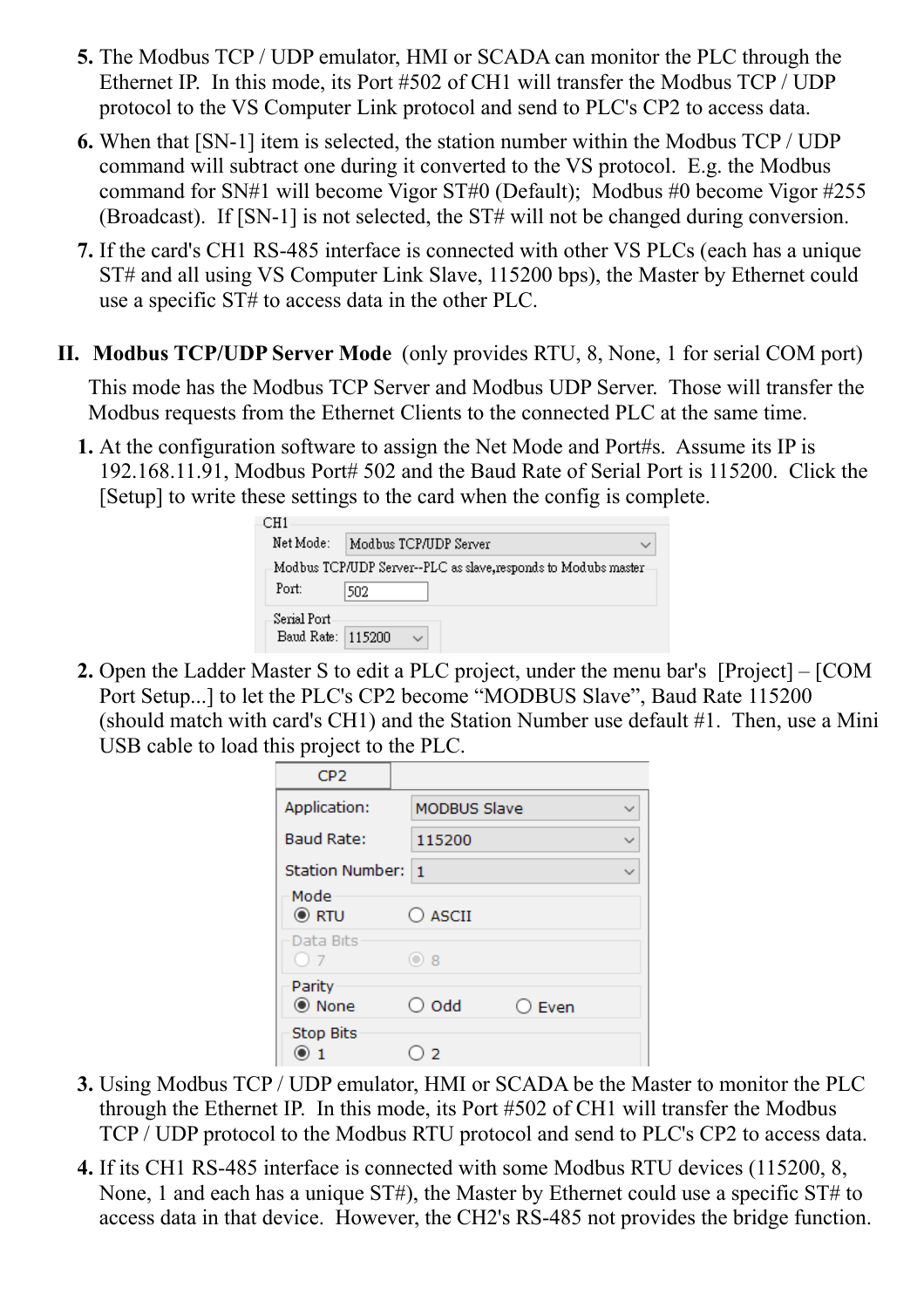5. The Modbus TCP / UDP emulator, HMI or SCADA can monitor the PLC through the Ethernet IP. In this mode, its Port #502 of CH1 will transfer the Modbus TCP / UDP protocol to the VS Computer Link protocol and send to PLC's CP2 to access data.
6. When that [SN-1] item is selected, the station number within the Modbus TCP / UDP command will subtract one during it converted to the VS protocol. E.g. the Modbus command for SN#1 will become Vigor ST#0 (Default); Modbus #0 become Vigor #255 (Broadcast). If [SN-1] is not selected, the ST# will not be changed during conversion.
7. If the card's CH1 RS-485 interface is connected with other VS PLCs (each has a unique ST# and all using VS Computer Link Slave, 115200 bps), the Master by Ethernet could use a specific ST# to access data in the other PLC.

## II. Modbus TCP/UDP Server Mode (only provides RTU, 8, None, 1 for serial COM port)

This mode has the Modbus TCP Server and Modbus UDP Server. Those will transfer the Modbus requests from the Ethernet Clients to the connected PLC at the same time.

1. At the configuration software to assign the Net Mode and Port#s. Assume its IP is 192.168.11.91, Modbus Port# 502 and the Baud Rate of Serial Port is 115200. Click the [Setup] to write these settings to the card when the config is complete.

   CH1
   Net Mode: Modbus TCP/UDP Server
   Modbus TCP/UDP Server--PLC as slave,responds to Modubs master
   Port: 502
   Serial Port
   Baud Rate: 115200

2. Open the Ladder Master S to edit a PLC project, under the menu bar's [Project] – [COM Port Setup...] to let the PLC's CP2 become "MODBUS Slave", Baud Rate 115200 (should match with card's CH1) and the Station Number use default #1. Then, use a Mini USB cable to load this project to the PLC.

   CP2
   Application: MODBUS Slave
   Baud Rate: 115200
   Station Number: 1
   Mode: (●) RTU ( ) ASCII
   Data Bits: ( ) 7 (●) 8
   Parity: (●) None ( ) Odd ( ) Even
   Stop Bits: (●) 1 ( ) 2

3. Using Modbus TCP / UDP emulator, HMI or SCADA be the Master to monitor the PLC through the Ethernet IP. In this mode, its Port #502 of CH1 will transfer the Modbus TCP / UDP protocol to the Modbus RTU protocol and send to PLC's CP2 to access data.
4. If its CH1 RS-485 interface is connected with some Modbus RTU devices (115200, 8, None, 1 and each has a unique ST#), the Master by Ethernet could use a specific ST# to access data in that device. However, the CH2's RS-485 not provides the bridge function.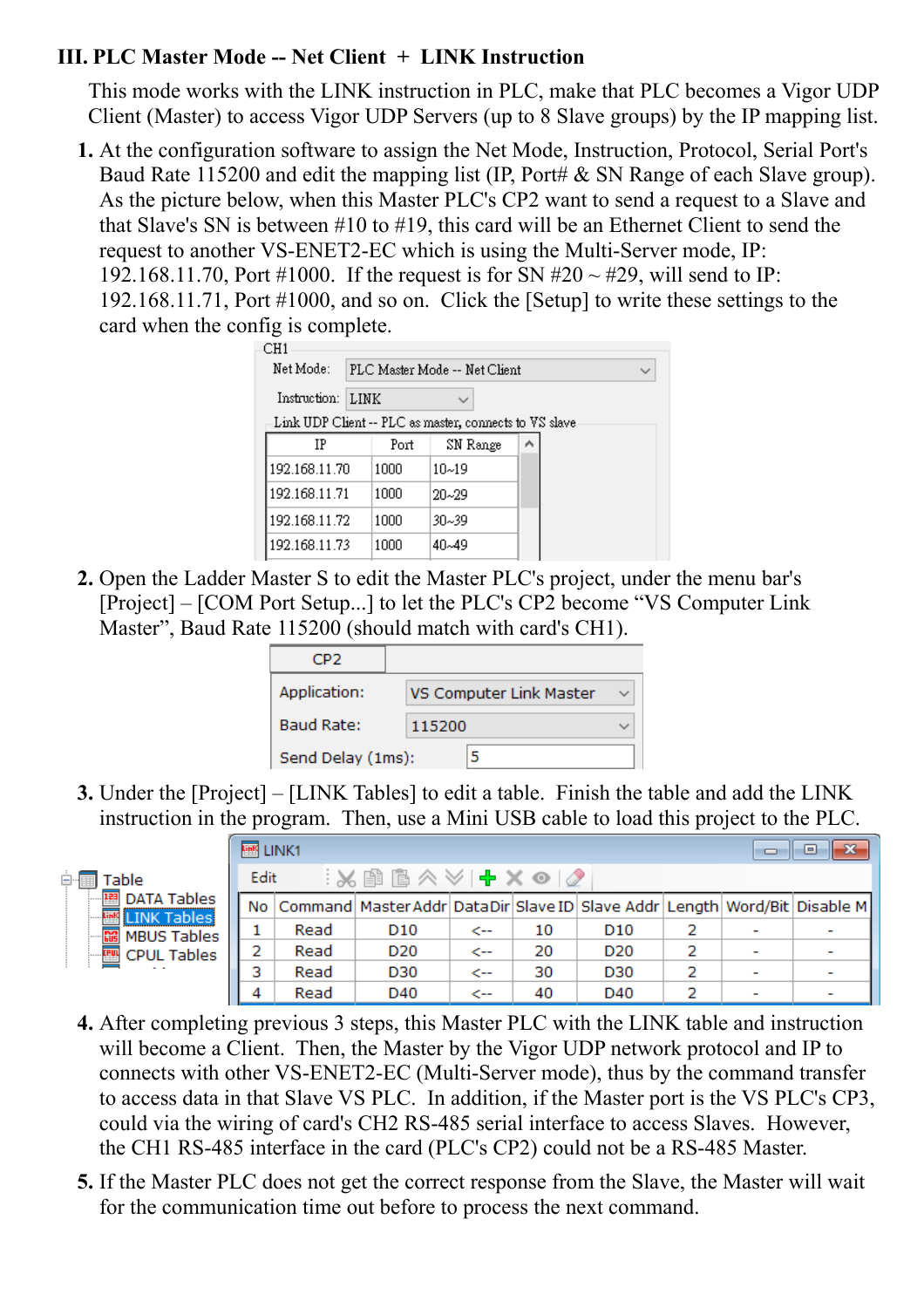### III. PLC Master Mode -- Net Client + LINK Instruction

This mode works with the LINK instruction in PLC, make that PLC becomes a Vigor UDP Client (Master) to access Vigor UDP Servers (up to 8 Slave groups) by the IP mapping list.

1. At the configuration software to assign the Net Mode, Instruction, Protocol, Serial Port's Baud Rate 115200 and edit the mapping list (IP, Port# & SN Range of each Slave group). As the picture below, when this Master PLC's CP2 want to send a request to a Slave and that Slave's SN is between #10 to #19, this card will be an Ethernet Client to send the request to another VS-ENET2-EC which is using the Multi-Server mode, IP: 192.168.11.70, Port #1000. If the request is for SN #20 ~ #29, will send to IP: 192.168.11.71, Port #1000, and so on. Click the [Setup] to write these settings to the card when the config is complete.

   CH1

   Net Mode: PLC Master Mode -- Net Client

   Instruction: LINK

   Link UDP Client -- PLC as master, connects to VS slave

   | IP | Port | SN Range |
   |---|---|---|
   | 192.168.11.70 | 1000 | 10~19 |
   | 192.168.11.71 | 1000 | 20~29 |
   | 192.168.11.72 | 1000 | 30~39 |
   | 192.168.11.73 | 1000 | 40~49 |

2. Open the Ladder Master S to edit the Master PLC's project, under the menu bar's [Project] – [COM Port Setup...] to let the PLC's CP2 become "VS Computer Link Master", Baud Rate 115200 (should match with card's CH1).

   CP2

   Application: VS Computer Link Master

   Baud Rate: 115200

   Send Delay (1ms): 5

3. Under the [Project] – [LINK Tables] to edit a table. Finish the table and add the LINK instruction in the program. Then, use a Mini USB cable to load this project to the PLC.

   Table: DATA Tables, LINK Tables, MBUS Tables, CPUL Tables

   LINK1

   | No | Command | Master Addr | DataDir | Slave ID | Slave Addr | Length | Word/Bit | Disable M |
   |---|---|---|---|---|---|---|---|---|
   | 1 | Read | D10 | <-- | 10 | D10 | 2 | - | - |
   | 2 | Read | D20 | <-- | 20 | D20 | 2 | - | - |
   | 3 | Read | D30 | <-- | 30 | D30 | 2 | - | - |
   | 4 | Read | D40 | <-- | 40 | D40 | 2 | - | - |

4. After completing previous 3 steps, this Master PLC with the LINK table and instruction will become a Client. Then, the Master by the Vigor UDP network protocol and IP to connects with other VS-ENET2-EC (Multi-Server mode), thus by the command transfer to access data in that Slave VS PLC. In addition, if the Master port is the VS PLC's CP3, could via the wiring of card's CH2 RS-485 serial interface to access Slaves. However, the CH1 RS-485 interface in the card (PLC's CP2) could not be a RS-485 Master.

5. If the Master PLC does not get the correct response from the Slave, the Master will wait for the communication time out before to process the next command.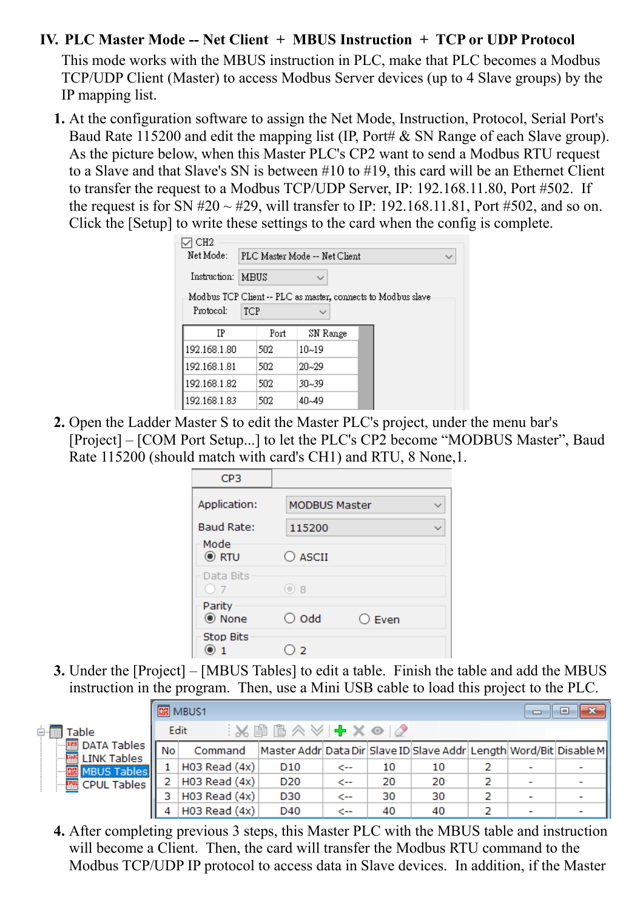## IV. PLC Master Mode -- Net Client + MBUS Instruction + TCP or UDP Protocol

This mode works with the MBUS instruction in PLC, make that PLC becomes a Modbus TCP/UDP Client (Master) to access Modbus Server devices (up to 4 Slave groups) by the IP mapping list.

1. At the configuration software to assign the Net Mode, Instruction, Protocol, Serial Port's Baud Rate 115200 and edit the mapping list (IP, Port# & SN Range of each Slave group). As the picture below, when this Master PLC's CP2 want to send a Modbus RTU request to a Slave and that Slave's SN is between #10 to #19, this card will be an Ethernet Client to transfer the request to a Modbus TCP/UDP Server, IP: 192.168.11.80, Port #502. If the request is for SN #20 ~ #29, will transfer to IP: 192.168.11.81, Port #502, and so on. Click the [Setup] to write these settings to the card when the config is complete.

   CH2
   Net Mode: PLC Master Mode -- Net Client
   Instruction: MBUS
   Modbus TCP Client -- PLC as master, connects to Modbus slave
   Protocol: TCP

   | IP | Port | SN Range |
   |---|---|---|
   | 192.168.1.80 | 502 | 10~19 |
   | 192.168.1.81 | 502 | 20~29 |
   | 192.168.1.82 | 502 | 30~39 |
   | 192.168.1.83 | 502 | 40~49 |

2. Open the Ladder Master S to edit the Master PLC's project, under the menu bar's [Project] – [COM Port Setup...] to let the PLC's CP2 become "MODBUS Master", Baud Rate 115200 (should match with card's CH1) and RTU, 8 None,1.

   CP3
   Application: MODBUS Master
   Baud Rate: 115200
   Mode: (●) RTU ( ) ASCII
   Data Bits: ( ) 7 (●) 8
   Parity: (●) None ( ) Odd ( ) Even
   Stop Bits: (●) 1 ( ) 2

3. Under the [Project] – [MBUS Tables] to edit a table. Finish the table and add the MBUS instruction in the program. Then, use a Mini USB cable to load this project to the PLC.

   Table: DATA Tables, LINK Tables, MBUS Tables, CPUL Tables

   MBUS1

   | No | Command | Master Addr | Data Dir | Slave ID | Slave Addr | Length | Word/Bit | Disable M |
   |---|---|---|---|---|---|---|---|---|
   | 1 | H03 Read (4x) | D10 | <-- | 10 | 10 | 2 | - | - |
   | 2 | H03 Read (4x) | D20 | <-- | 20 | 20 | 2 | - | - |
   | 3 | H03 Read (4x) | D30 | <-- | 30 | 30 | 2 | - | - |
   | 4 | H03 Read (4x) | D40 | <-- | 40 | 40 | 2 | - | - |

4. After completing previous 3 steps, this Master PLC with the MBUS table and instruction will become a Client. Then, the card will transfer the Modbus RTU command to the Modbus TCP/UDP IP protocol to access data in Slave devices. In addition, if the Master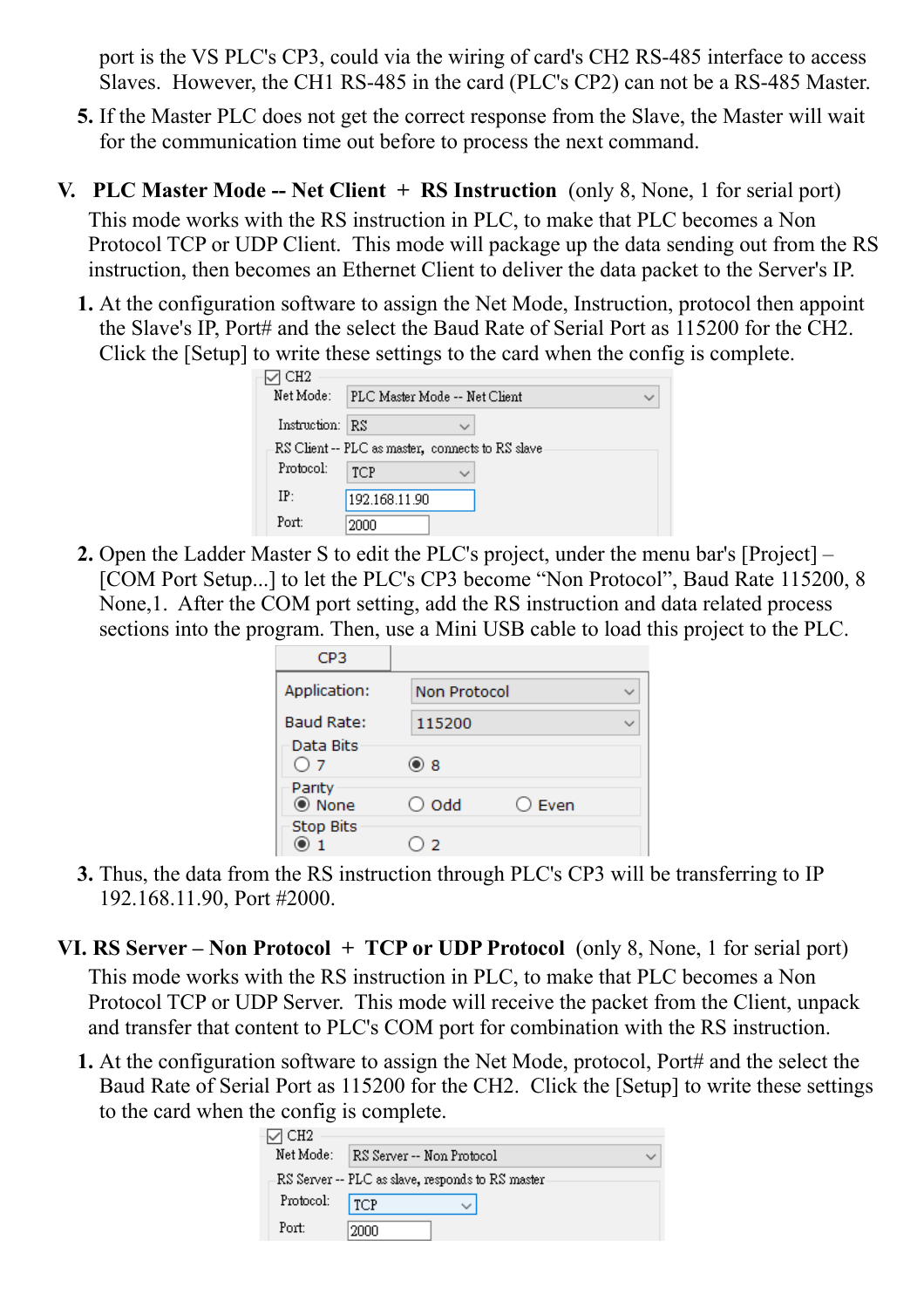port is the VS PLC's CP3, could via the wiring of card's CH2 RS-485 interface to access Slaves. However, the CH1 RS-485 in the card (PLC's CP2) can not be a RS-485 Master.

5. If the Master PLC does not get the correct response from the Slave, the Master will wait for the communication time out before to process the next command.

## V. PLC Master Mode -- Net Client + RS Instruction (only 8, None, 1 for serial port)

This mode works with the RS instruction in PLC, to make that PLC becomes a Non Protocol TCP or UDP Client. This mode will package up the data sending out from the RS instruction, then becomes an Ethernet Client to deliver the data packet to the Server's IP.

1. At the configuration software to assign the Net Mode, Instruction, protocol then appoint the Slave's IP, Port# and the select the Baud Rate of Serial Port as 115200 for the CH2. Click the [Setup] to write these settings to the card when the config is complete.

   ☑ CH2
   Net Mode: PLC Master Mode -- Net Client
   Instruction: RS
   RS Client -- PLC as master, connects to RS slave
   Protocol: TCP
   IP: 192.168.11.90
   Port: 2000

2. Open the Ladder Master S to edit the PLC's project, under the menu bar's [Project] – [COM Port Setup...] to let the PLC's CP3 become "Non Protocol", Baud Rate 115200, 8 None,1. After the COM port setting, add the RS instruction and data related process sections into the program. Then, use a Mini USB cable to load this project to the PLC.

   CP3
   Application: Non Protocol
   Baud Rate: 115200
   Data Bits: ○ 7 ◉ 8
   Parity: ◉ None ○ Odd ○ Even
   Stop Bits: ◉ 1 ○ 2

3. Thus, the data from the RS instruction through PLC's CP3 will be transferring to IP 192.168.11.90, Port #2000.

## VI. RS Server – Non Protocol + TCP or UDP Protocol (only 8, None, 1 for serial port)

This mode works with the RS instruction in PLC, to make that PLC becomes a Non Protocol TCP or UDP Server. This mode will receive the packet from the Client, unpack and transfer that content to PLC's COM port for combination with the RS instruction.

1. At the configuration software to assign the Net Mode, protocol, Port# and the select the Baud Rate of Serial Port as 115200 for the CH2. Click the [Setup] to write these settings to the card when the config is complete.

   ☑ CH2
   Net Mode: RS Server -- Non Protocol
   RS Server -- PLC as slave, responds to RS master
   Protocol: TCP
   Port: 2000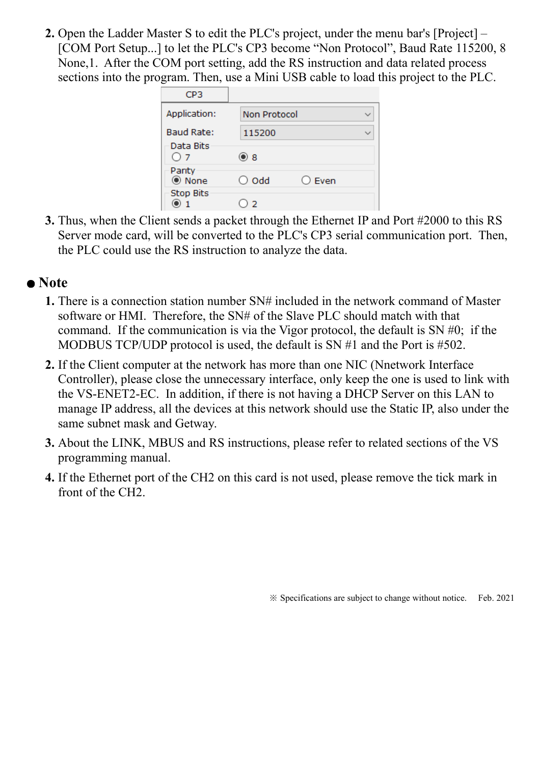2. Open the Ladder Master S to edit the PLC's project, under the menu bar's [Project] – [COM Port Setup...] to let the PLC's CP3 become “Non Protocol”, Baud Rate 115200, 8 None,1. After the COM port setting, add the RS instruction and data related process sections into the program. Then, use a Mini USB cable to load this project to the PLC.

CP3

Application: Non Protocol

Baud Rate: 115200

Data Bits: ○ 7 ◉ 8

Parity: ◉ None ○ Odd ○ Even

Stop Bits: ◉ 1 ○ 2

3. Thus, when the Client sends a packet through the Ethernet IP and Port #2000 to this RS Server mode card, will be converted to the PLC's CP3 serial communication port. Then, the PLC could use the RS instruction to analyze the data.

## ● Note

1. There is a connection station number SN# included in the network command of Master software or HMI. Therefore, the SN# of the Slave PLC should match with that command. If the communication is via the Vigor protocol, the default is SN #0; if the MODBUS TCP/UDP protocol is used, the default is SN #1 and the Port is #502.
2. If the Client computer at the network has more than one NIC (Nnetwork Interface Controller), please close the unnecessary interface, only keep the one is used to link with the VS-ENET2-EC. In addition, if there is not having a DHCP Server on this LAN to manage IP address, all the devices at this network should use the Static IP, also under the same subnet mask and Getway.
3. About the LINK, MBUS and RS instructions, please refer to related sections of the VS programming manual.
4. If the Ethernet port of the CH2 on this card is not used, please remove the tick mark in front of the CH2.

※ Specifications are subject to change without notice. Feb. 2021